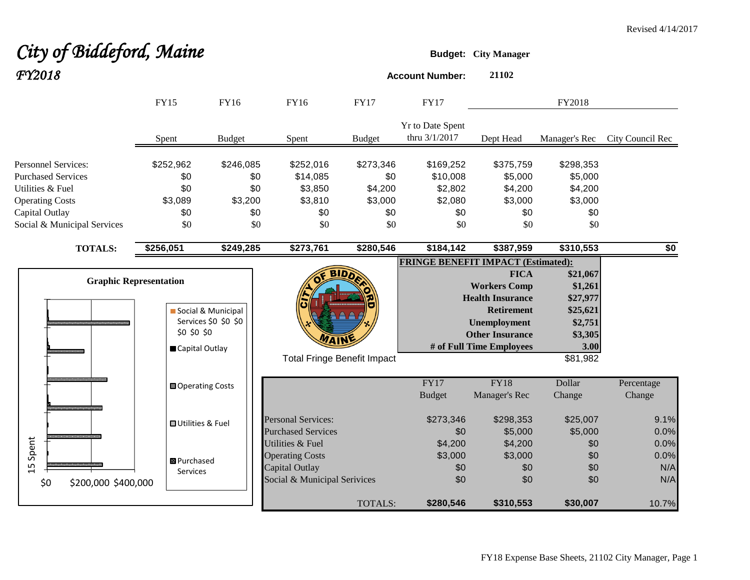Revised 4/14/2017

# *City of Biddeford, Maine*

## *FY2018*

**Budget:** **City Manager**

**Account Number:** **21102**

| | FY15 | FY16 | FY16 | FY17 | FY17 | FY2018 | | |
|---|---|---|---|---|---|---|---|---|
| | Spent | Budget | Spent | Budget | Yr to Date Spent thru 3/1/2017 | Dept Head | Manager's Rec | City Council Rec |
| Personnel Services: | $252,962 | $246,085 | $252,016 | $273,346 | $169,252 | $375,759 | $298,353 | |
| Purchased Services | $0 | $0 | $14,085 | $0 | $10,008 | $5,000 | $5,000 | |
| Utilities & Fuel | $0 | $0 | $3,850 | $4,200 | $2,802 | $4,200 | $4,200 | |
| Operating Costs | $3,089 | $3,200 | $3,810 | $3,000 | $2,080 | $3,000 | $3,000 | |
| Capital Outlay | $0 | $0 | $0 | $0 | $0 | $0 | $0 | |
| Social & Municipal Services | $0 | $0 | $0 | $0 | $0 | $0 | $0 | |
| **TOTALS:** | **$256,051** | **$249,285** | **$273,761** | **$280,546** | **$184,142** | **$387,959** | **$310,553** | **$0** |

**FRINGE BENEFIT IMPACT (Estimated):**

| | |
|---|---|
| **FICA** | **$21,067** |
| **Workers Comp** | **$1,261** |
| **Health Insurance** | **$27,977** |
| **Retirement** | **$25,621** |
| **Unemployment** | **$2,751** |
| **Other Insurance** | **$3,305** |
| **# of Full Time Employees** | **3.00** |
| Total Fringe Benefit Impact | $81,982 |

**Graphic Representation**

| | FY17 Budget | FY18 Manager's Rec | Dollar Change | Percentage Change |
|---|---|---|---|---|
| Personal Services: | $273,346 | $298,353 | $25,007 | 9.1% |
| Purchased Services | $0 | $5,000 | $5,000 | 0.0% |
| Utilities & Fuel | $4,200 | $4,200 | $0 | 0.0% |
| Operating Costs | $3,000 | $3,000 | $0 | 0.0% |
| Capital Outlay | $0 | $0 | $0 | N/A |
| Social & Municipal Serivices | $0 | $0 | $0 | N/A |
| TOTALS: | **$280,546** | **$310,553** | **$30,007** | 10.7% |

FY18 Expense Base Sheets, 21102 City Manager, Page 1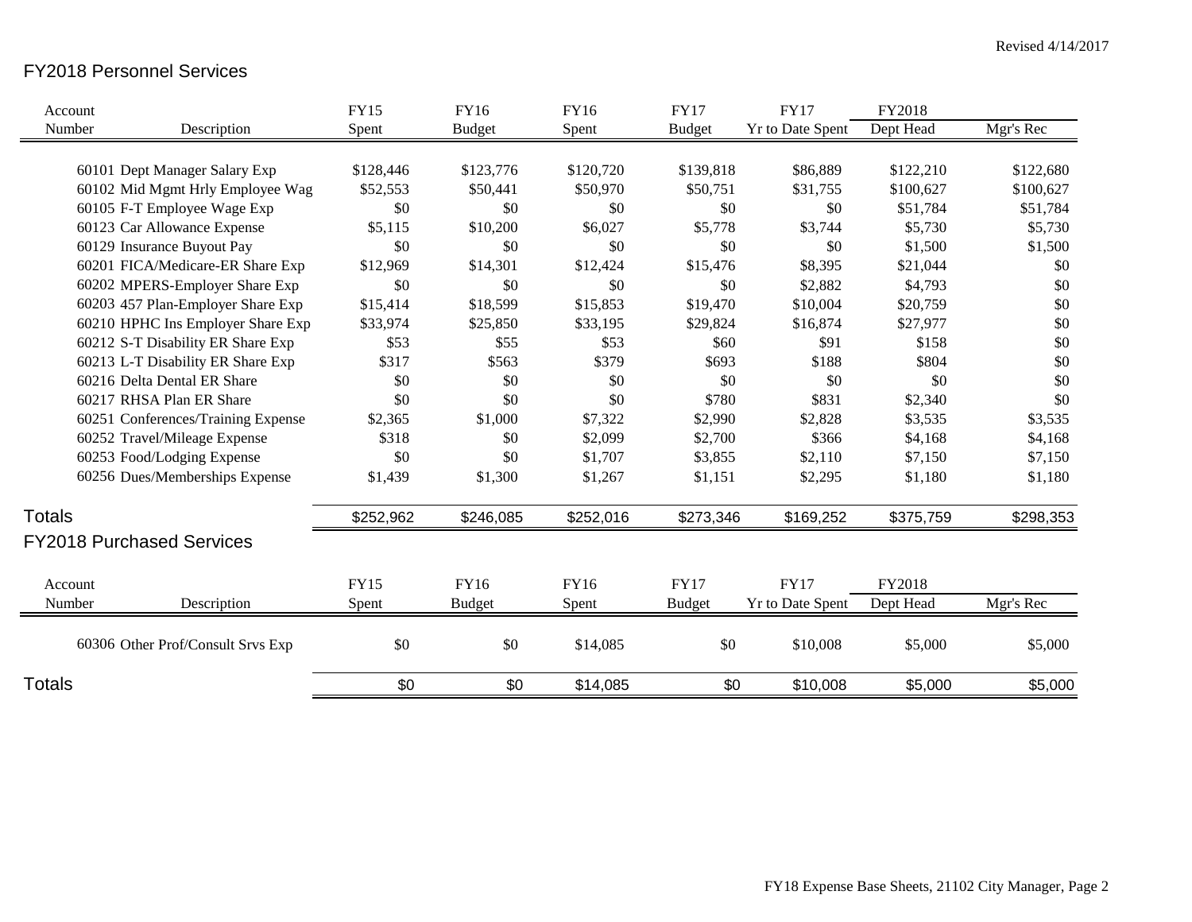Revised 4/14/2017

## FY2018 Personnel Services

| Account Number | Description | FY15 Spent | FY16 Budget | FY16 Spent | FY17 Budget | FY17 Yr to Date Spent | FY2018 Dept Head | Mgr's Rec |
|---|---|---|---|---|---|---|---|---|
| 60101 | Dept Manager Salary Exp | $128,446 | $123,776 | $120,720 | $139,818 | $86,889 | $122,210 | $122,680 |
| 60102 | Mid Mgmt Hrly Employee Wag | $52,553 | $50,441 | $50,970 | $50,751 | $31,755 | $100,627 | $100,627 |
| 60105 | F-T Employee Wage Exp | $0 | $0 | $0 | $0 | $0 | $51,784 | $51,784 |
| 60123 | Car Allowance Expense | $5,115 | $10,200 | $6,027 | $5,778 | $3,744 | $5,730 | $5,730 |
| 60129 | Insurance Buyout Pay | $0 | $0 | $0 | $0 | $0 | $1,500 | $1,500 |
| 60201 | FICA/Medicare-ER Share Exp | $12,969 | $14,301 | $12,424 | $15,476 | $8,395 | $21,044 | $0 |
| 60202 | MPERS-Employer Share Exp | $0 | $0 | $0 | $0 | $2,882 | $4,793 | $0 |
| 60203 | 457 Plan-Employer Share Exp | $15,414 | $18,599 | $15,853 | $19,470 | $10,004 | $20,759 | $0 |
| 60210 | HPHC Ins Employer Share Exp | $33,974 | $25,850 | $33,195 | $29,824 | $16,874 | $27,977 | $0 |
| 60212 | S-T Disability ER Share Exp | $53 | $55 | $53 | $60 | $91 | $158 | $0 |
| 60213 | L-T Disability ER Share Exp | $317 | $563 | $379 | $693 | $188 | $804 | $0 |
| 60216 | Delta Dental ER Share | $0 | $0 | $0 | $0 | $0 | $0 | $0 |
| 60217 | RHSA Plan ER Share | $0 | $0 | $0 | $780 | $831 | $2,340 | $0 |
| 60251 | Conferences/Training Expense | $2,365 | $1,000 | $7,322 | $2,990 | $2,828 | $3,535 | $3,535 |
| 60252 | Travel/Mileage Expense | $318 | $0 | $2,099 | $2,700 | $366 | $4,168 | $4,168 |
| 60253 | Food/Lodging Expense | $0 | $0 | $1,707 | $3,855 | $2,110 | $7,150 | $7,150 |
| 60256 | Dues/Memberships Expense | $1,439 | $1,300 | $1,267 | $1,151 | $2,295 | $1,180 | $1,180 |
| **Totals** | | $252,962 | $246,085 | $252,016 | $273,346 | $169,252 | $375,759 | $298,353 |

## FY2018 Purchased Services

| Account Number | Description | FY15 Spent | FY16 Budget | FY16 Spent | FY17 Budget | FY17 Yr to Date Spent | FY2018 Dept Head | Mgr's Rec |
|---|---|---|---|---|---|---|---|---|
| 60306 | Other Prof/Consult Srvs Exp | $0 | $0 | $14,085 | $0 | $10,008 | $5,000 | $5,000 |
| **Totals** | | $0 | $0 | $14,085 | $0 | $10,008 | $5,000 | $5,000 |

FY18 Expense Base Sheets, 21102 City Manager, Page 2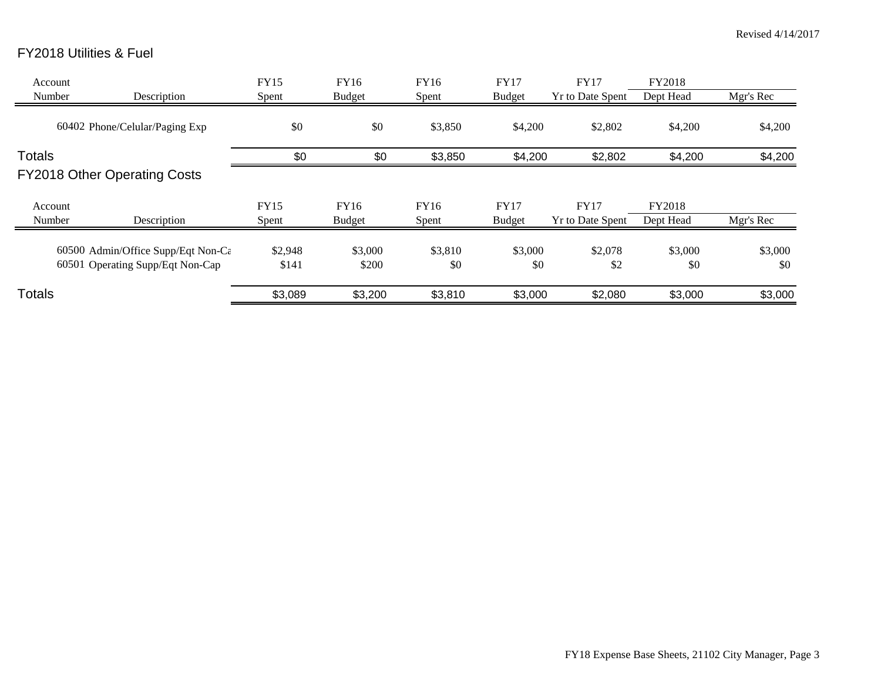Revised 4/14/2017

## FY2018 Utilities & Fuel

| Account Number | Description | FY15 Spent | FY16 Budget | FY16 Spent | FY17 Budget | FY17 Yr to Date Spent | FY2018 Dept Head | Mgr's Rec |
|---|---|---|---|---|---|---|---|---|
| 60402 | Phone/Celular/Paging Exp | $0 | $0 | $3,850 | $4,200 | $2,802 | $4,200 | $4,200 |
| **Totals** | | $0 | $0 | $3,850 | $4,200 | $2,802 | $4,200 | $4,200 |

## FY2018 Other Operating Costs

| Account Number | Description | FY15 Spent | FY16 Budget | FY16 Spent | FY17 Budget | FY17 Yr to Date Spent | FY2018 Dept Head | Mgr's Rec |
|---|---|---|---|---|---|---|---|---|
| 60500 | Admin/Office Supp/Eqt Non-Ca | $2,948 | $3,000 | $3,810 | $3,000 | $2,078 | $3,000 | $3,000 |
| 60501 | Operating Supp/Eqt Non-Cap | $141 | $200 | $0 | $0 | $2 | $0 | $0 |
| **Totals** | | $3,089 | $3,200 | $3,810 | $3,000 | $2,080 | $3,000 | $3,000 |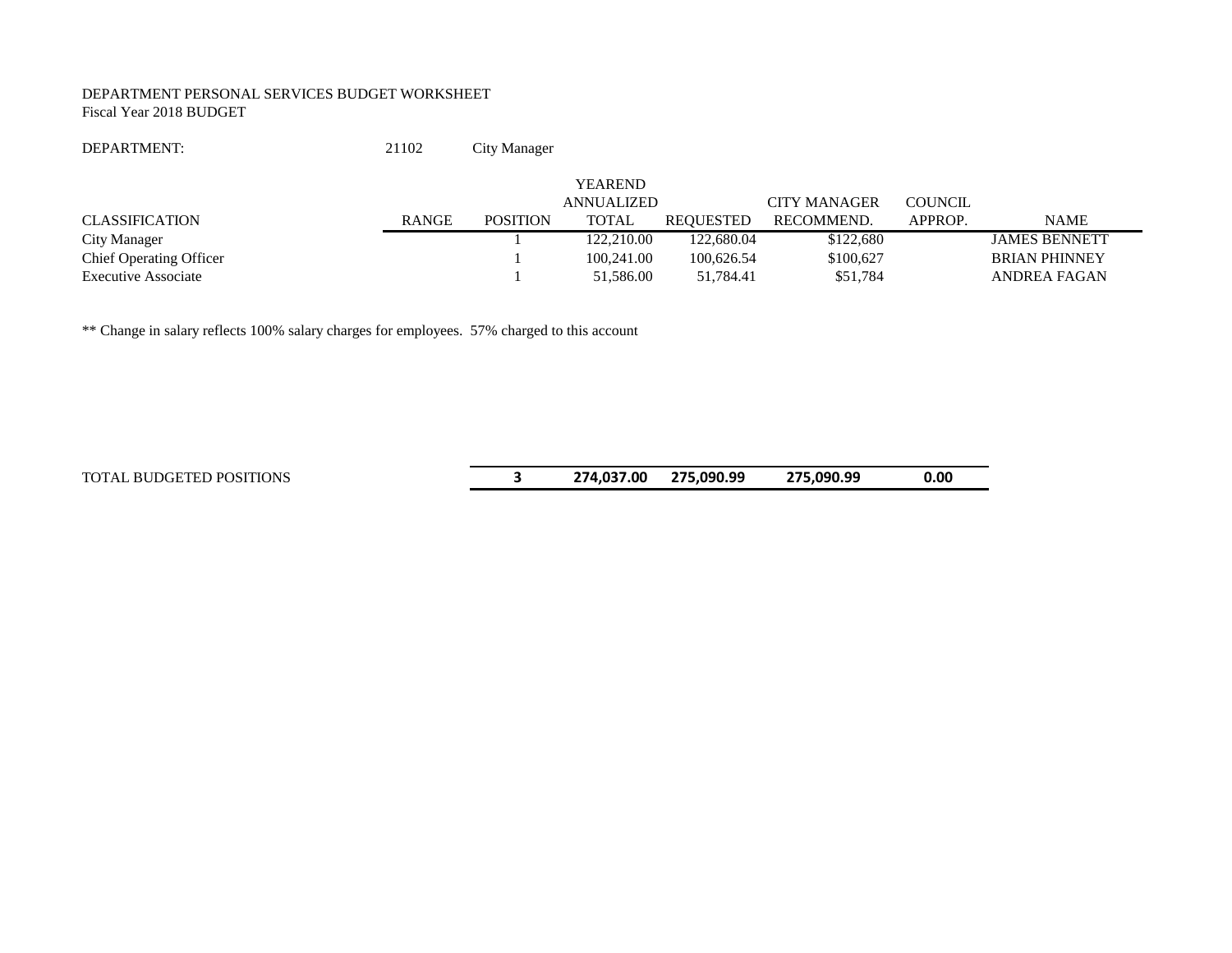DEPARTMENT PERSONAL SERVICES BUDGET WORKSHEET
Fiscal Year 2018 BUDGET

DEPARTMENT: 21102 City Manager

| CLASSIFICATION | RANGE | POSITION | YEAREND ANNUALIZED TOTAL | REQUESTED | CITY MANAGER RECOMMEND. | COUNCIL APPROP. | NAME |
|---|---|---|---|---|---|---|---|
| City Manager | | 1 | 122,210.00 | 122,680.04 | $122,680 | | JAMES BENNETT |
| Chief Operating Officer | | 1 | 100,241.00 | 100,626.54 | $100,627 | | BRIAN PHINNEY |
| Executive Associate | | 1 | 51,586.00 | 51,784.41 | $51,784 | | ANDREA FAGAN |
| TOTAL BUDGETED POSITIONS | | **3** | **274,037.00** | **275,090.99** | **275,090.99** | **0.00** | |

** Change in salary reflects 100% salary charges for employees. 57% charged to this account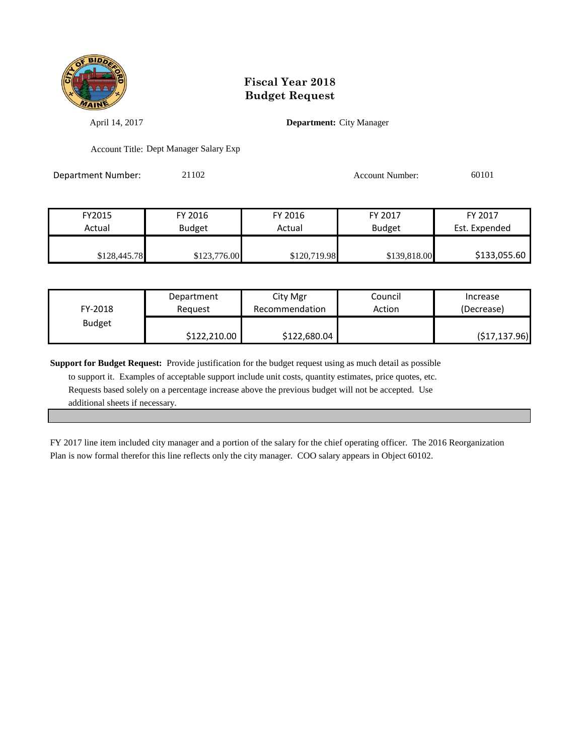# Fiscal Year 2018
# Budget Request

April 14, 2017

**Department:** City Manager

Account Title: Dept Manager Salary Exp

Department Number: 21102

Account Number: 60101

| FY2015 Actual | FY 2016 Budget | FY 2016 Actual | FY 2017 Budget | FY 2017 Est. Expended |
|---|---|---|---|---|
| $128,445.78 | $123,776.00 | $120,719.98 | $139,818.00 | $133,055.60 |

| FY-2018 Budget | Department Request | City Mgr Recommendation | Council Action | Increase (Decrease) |
|---|---|---|---|---|
| | $122,210.00 | $122,680.04 | | ($17,137.96) |

**Support for Budget Request:** Provide justification for the budget request using as much detail as possible to support it. Examples of acceptable support include unit costs, quantity estimates, price quotes, etc. Requests based solely on a percentage increase above the previous budget will not be accepted. Use additional sheets if necessary.

FY 2017 line item included city manager and a portion of the salary for the chief operating officer. The 2016 Reorganization Plan is now formal therefor this line reflects only the city manager. COO salary appears in Object 60102.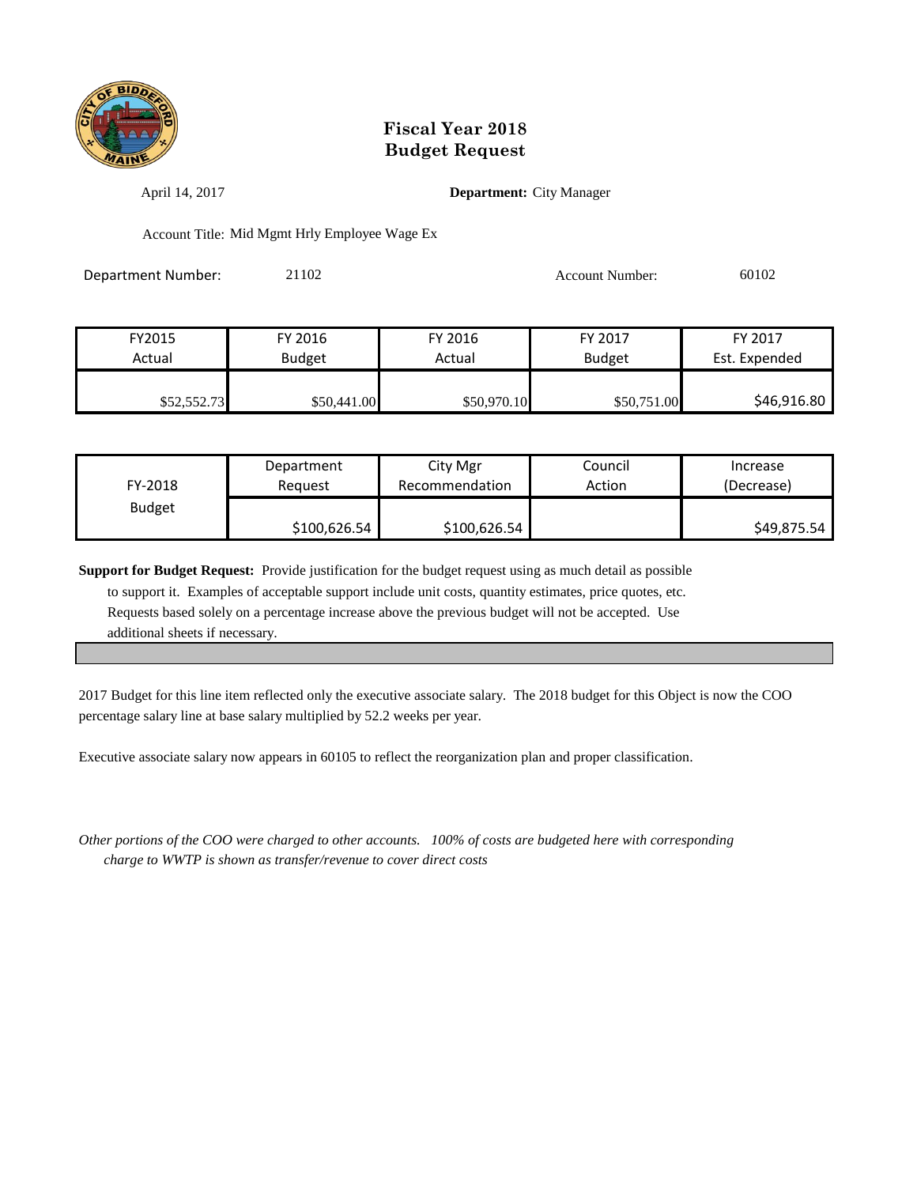# Fiscal Year 2018
# Budget Request

April 14, 2017

**Department:** City Manager

Account Title: Mid Mgmt Hrly Employee Wage Ex

Department Number: 21102

Account Number: 60102

| FY2015 Actual | FY 2016 Budget | FY 2016 Actual | FY 2017 Budget | FY 2017 Est. Expended |
|---|---|---|---|---|
| $52,552.73 | $50,441.00 | $50,970.10 | $50,751.00 | $46,916.80 |

| FY-2018 Budget | Department Request | City Mgr Recommendation | Council Action | Increase (Decrease) |
|---|---|---|---|---|
| | $100,626.54 | $100,626.54 | | $49,875.54 |

**Support for Budget Request:** Provide justification for the budget request using as much detail as possible to support it. Examples of acceptable support include unit costs, quantity estimates, price quotes, etc. Requests based solely on a percentage increase above the previous budget will not be accepted. Use additional sheets if necessary.

2017 Budget for this line item reflected only the executive associate salary. The 2018 budget for this Object is now the COO percentage salary line at base salary multiplied by 52.2 weeks per year.

Executive associate salary now appears in 60105 to reflect the reorganization plan and proper classification.

*Other portions of the COO were charged to other accounts. 100% of costs are budgeted here with corresponding charge to WWTP is shown as transfer/revenue to cover direct costs*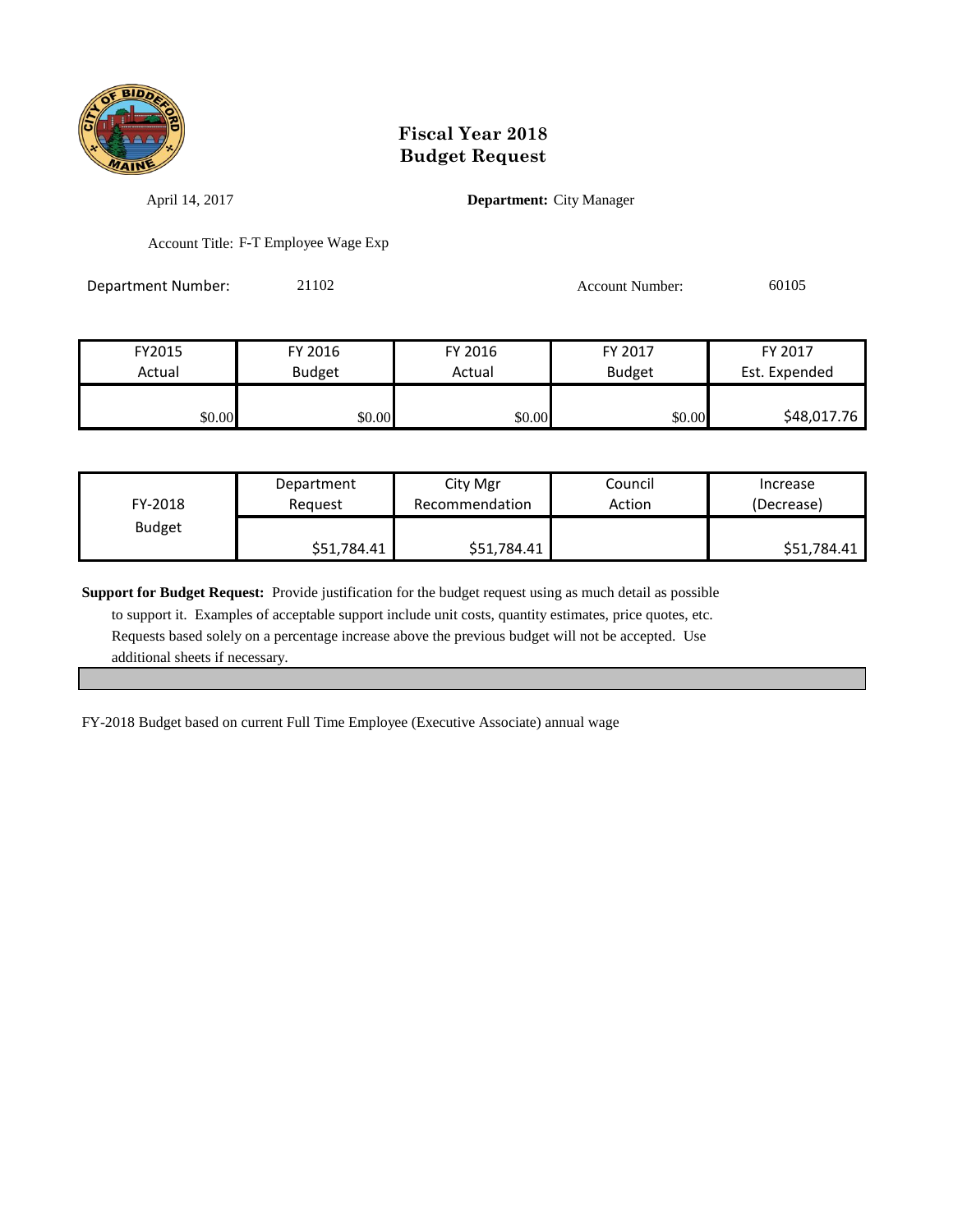# Fiscal Year 2018
# Budget Request

April 14, 2017

**Department:** City Manager

Account Title: F-T Employee Wage Exp

Department Number: 21102

Account Number: 60105

| FY2015 Actual | FY 2016 Budget | FY 2016 Actual | FY 2017 Budget | FY 2017 Est. Expended |
|---|---|---|---|---|
| $0.00 | $0.00 | $0.00 | $0.00 | $48,017.76 |

| FY-2018 Budget | Department Request | City Mgr Recommendation | Council Action | Increase (Decrease) |
|---|---|---|---|---|
| | $51,784.41 | $51,784.41 | | $51,784.41 |

**Support for Budget Request:** Provide justification for the budget request using as much detail as possible to support it. Examples of acceptable support include unit costs, quantity estimates, price quotes, etc. Requests based solely on a percentage increase above the previous budget will not be accepted. Use additional sheets if necessary.

FY-2018 Budget based on current Full Time Employee (Executive Associate) annual wage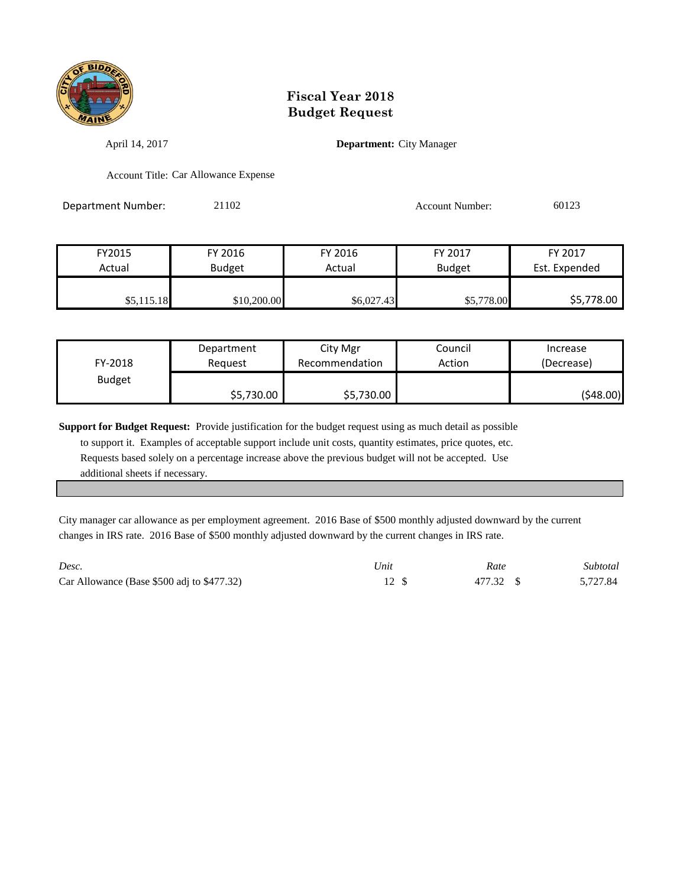# Fiscal Year 2018
# Budget Request

April 14, 2017

**Department:** City Manager

Account Title: Car Allowance Expense

Department Number: 21102

Account Number: 60123

| FY2015 Actual | FY 2016 Budget | FY 2016 Actual | FY 2017 Budget | FY 2017 Est. Expended |
|---|---|---|---|---|
| $5,115.18 | $10,200.00 | $6,027.43 | $5,778.00 | $5,778.00 |

| FY-2018 Budget | Department Request | City Mgr Recommendation | Council Action | Increase (Decrease) |
|---|---|---|---|---|
| | $5,730.00 | $5,730.00 | | ($48.00) |

**Support for Budget Request:** Provide justification for the budget request using as much detail as possible to support it. Examples of acceptable support include unit costs, quantity estimates, price quotes, etc. Requests based solely on a percentage increase above the previous budget will not be accepted. Use additional sheets if necessary.

City manager car allowance as per employment agreement. 2016 Base of $500 monthly adjusted downward by the current changes in IRS rate. 2016 Base of $500 monthly adjusted downward by the current changes in IRS rate.

| *Desc.* | *Unit* | *Rate* | *Subtotal* |
|---|---|---|---|
| Car Allowance (Base $500 adj to $477.32) | 12 | $ 477.32 | $ 5,727.84 |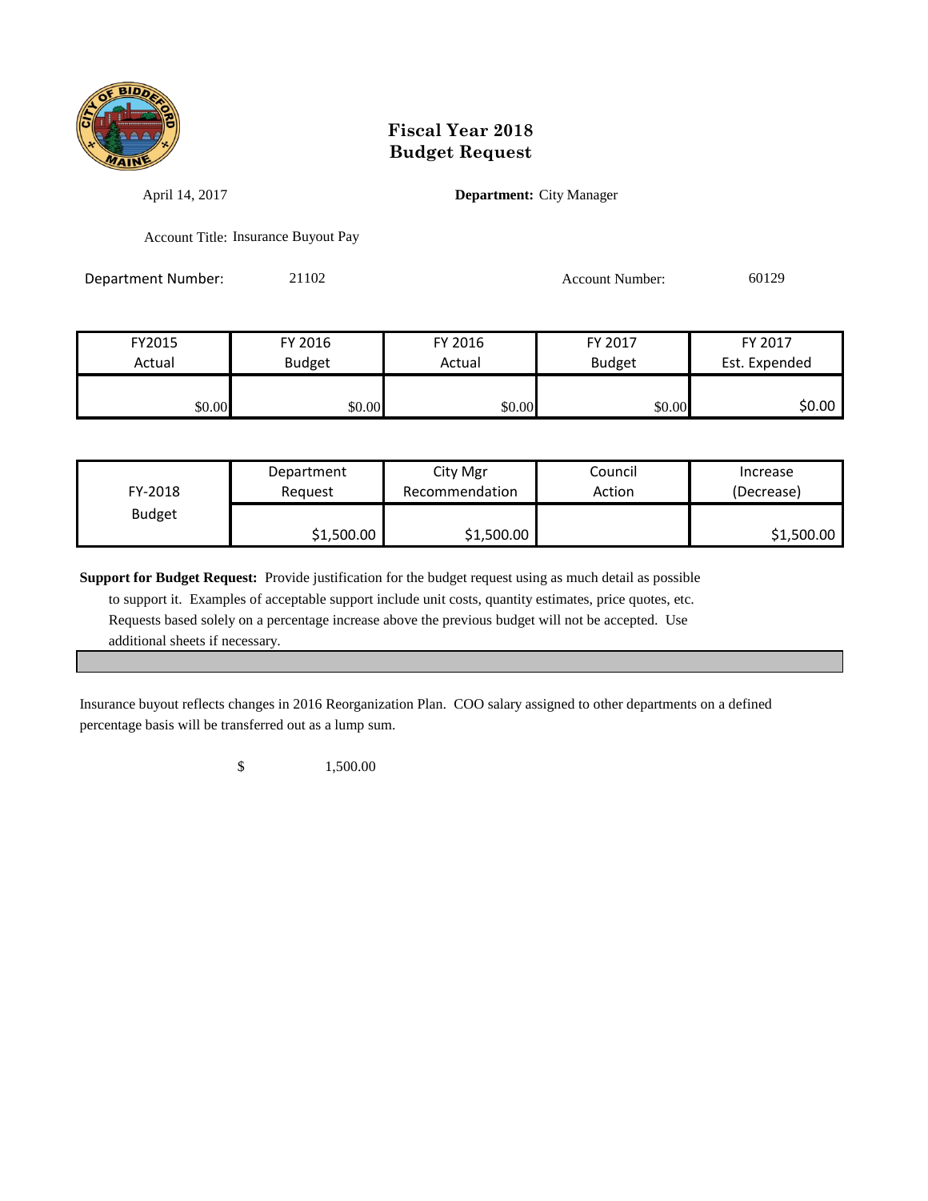# Fiscal Year 2018
# Budget Request

April 14, 2017 **Department:** City Manager

Account Title: Insurance Buyout Pay

Department Number: 21102 Account Number: 60129

| FY2015 Actual | FY 2016 Budget | FY 2016 Actual | FY 2017 Budget | FY 2017 Est. Expended |
|---|---|---|---|---|
| $0.00 | $0.00 | $0.00 | $0.00 | $0.00 |

| FY-2018 Budget | Department Request | City Mgr Recommendation | Council Action | Increase (Decrease) |
|---|---|---|---|---|
| | $1,500.00 | $1,500.00 | | $1,500.00 |

**Support for Budget Request:** Provide justification for the budget request using as much detail as possible to support it. Examples of acceptable support include unit costs, quantity estimates, price quotes, etc. Requests based solely on a percentage increase above the previous budget will not be accepted. Use additional sheets if necessary.

Insurance buyout reflects changes in 2016 Reorganization Plan. COO salary assigned to other departments on a defined percentage basis will be transferred out as a lump sum.

$ 1,500.00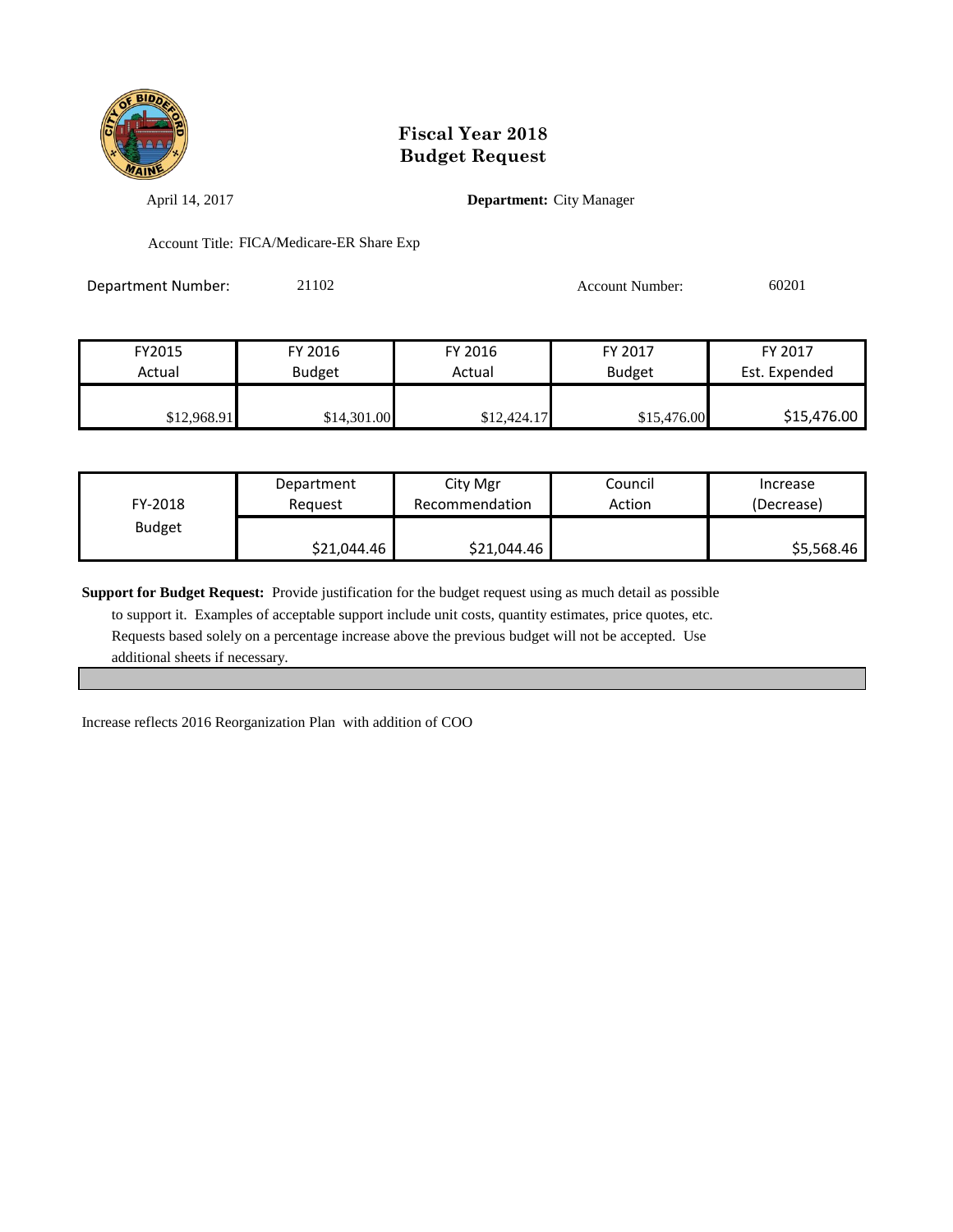# Fiscal Year 2018
# Budget Request

April 14, 2017

**Department:** City Manager

Account Title: FICA/Medicare-ER Share Exp

Department Number: 21102

Account Number: 60201

| FY2015 Actual | FY 2016 Budget | FY 2016 Actual | FY 2017 Budget | FY 2017 Est. Expended |
|---|---|---|---|---|
| $12,968.91 | $14,301.00 | $12,424.17 | $15,476.00 | $15,476.00 |

| FY-2018 Budget | Department Request | City Mgr Recommendation | Council Action | Increase (Decrease) |
|---|---|---|---|---|
| | $21,044.46 | $21,044.46 | | $5,568.46 |

**Support for Budget Request:** Provide justification for the budget request using as much detail as possible to support it. Examples of acceptable support include unit costs, quantity estimates, price quotes, etc. Requests based solely on a percentage increase above the previous budget will not be accepted. Use additional sheets if necessary.

Increase reflects 2016 Reorganization Plan with addition of COO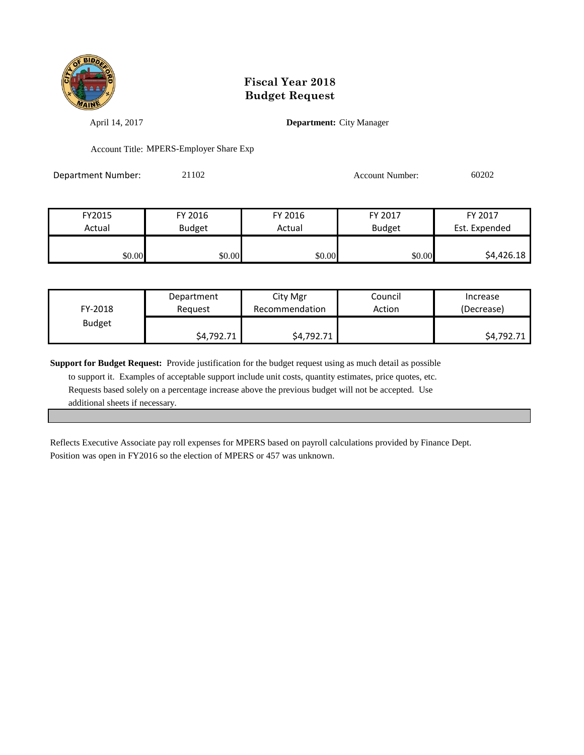# Fiscal Year 2018
# Budget Request

April 14, 2017

**Department:** City Manager

Account Title: MPERS-Employer Share Exp

Department Number: 21102

Account Number: 60202

| FY2015 Actual | FY 2016 Budget | FY 2016 Actual | FY 2017 Budget | FY 2017 Est. Expended |
|---|---|---|---|---|
| $0.00 | $0.00 | $0.00 | $0.00 | $4,426.18 |

| FY-2018 Budget | Department Request | City Mgr Recommendation | Council Action | Increase (Decrease) |
|---|---|---|---|---|
| | $4,792.71 | $4,792.71 | | $4,792.71 |

**Support for Budget Request:** Provide justification for the budget request using as much detail as possible to support it. Examples of acceptable support include unit costs, quantity estimates, price quotes, etc. Requests based solely on a percentage increase above the previous budget will not be accepted. Use additional sheets if necessary.

Reflects Executive Associate pay roll expenses for MPERS based on payroll calculations provided by Finance Dept. Position was open in FY2016 so the election of MPERS or 457 was unknown.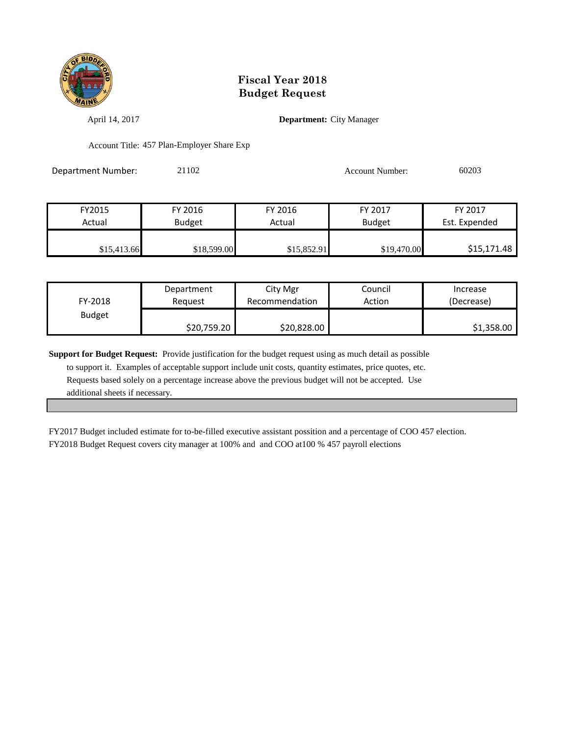# Fiscal Year 2018
# Budget Request

April 14, 2017

**Department:** City Manager

Account Title: 457 Plan-Employer Share Exp

Department Number: 21102

Account Number: 60203

| FY2015 Actual | FY 2016 Budget | FY 2016 Actual | FY 2017 Budget | FY 2017 Est. Expended |
|---|---|---|---|---|
| $15,413.66 | $18,599.00 | $15,852.91 | $19,470.00 | $15,171.48 |

| FY-2018 Budget | Department Request | City Mgr Recommendation | Council Action | Increase (Decrease) |
|---|---|---|---|---|
| | $20,759.20 | $20,828.00 | | $1,358.00 |

**Support for Budget Request:** Provide justification for the budget request using as much detail as possible to support it. Examples of acceptable support include unit costs, quantity estimates, price quotes, etc. Requests based solely on a percentage increase above the previous budget will not be accepted. Use additional sheets if necessary.

FY2017 Budget included estimate for to-be-filled executive assistant possition and a percentage of COO 457 election.
FY2018 Budget Request covers city manager at 100% and and COO at100 % 457 payroll elections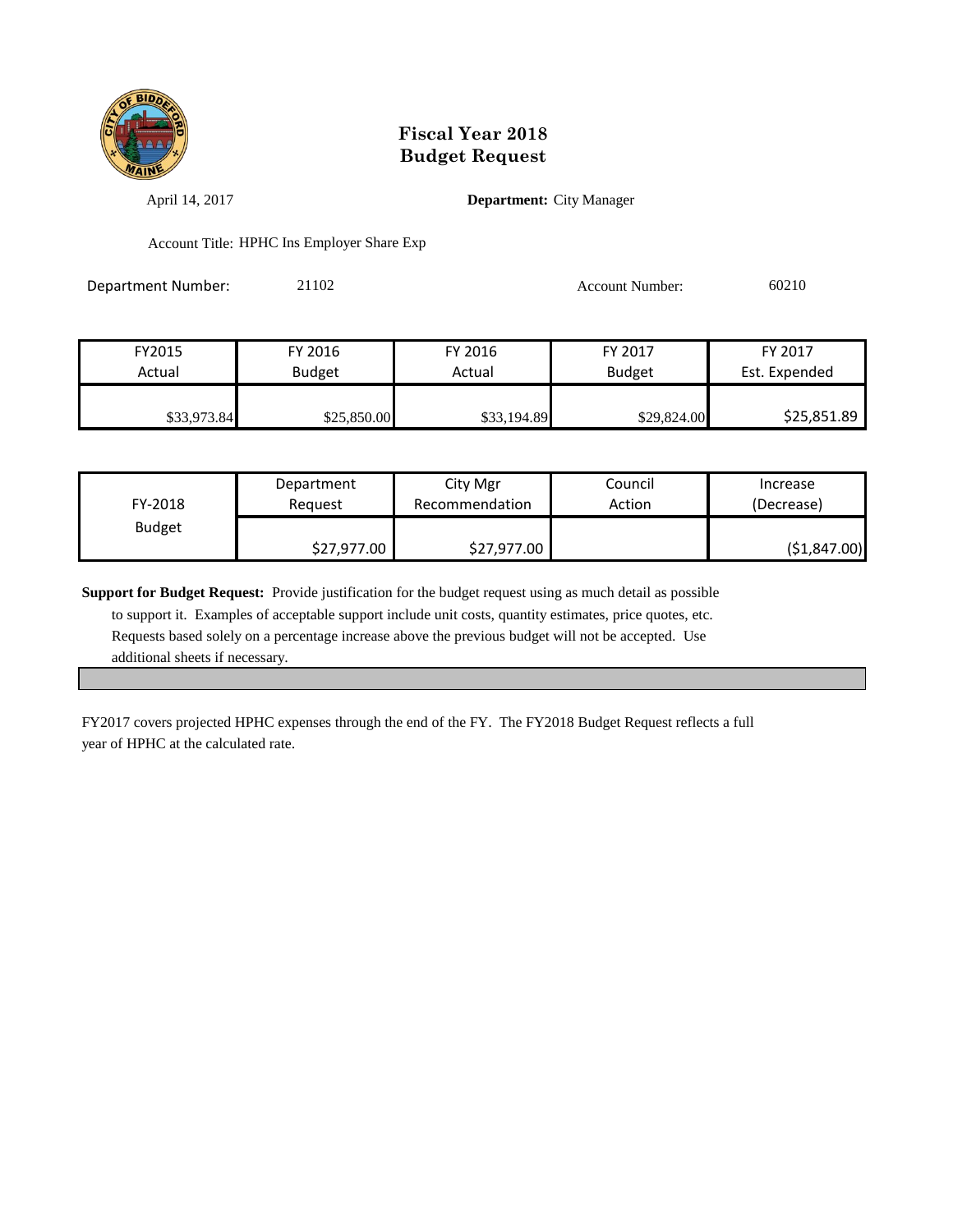# Fiscal Year 2018
# Budget Request

April 14, 2017

**Department:** City Manager

Account Title: HPHC Ins Employer Share Exp

Department Number: 21102

Account Number: 60210

| FY2015 Actual | FY 2016 Budget | FY 2016 Actual | FY 2017 Budget | FY 2017 Est. Expended |
|---|---|---|---|---|
| $33,973.84 | $25,850.00 | $33,194.89 | $29,824.00 | $25,851.89 |

| FY-2018 Budget | Department Request | City Mgr Recommendation | Council Action | Increase (Decrease) |
|---|---|---|---|---|
| | $27,977.00 | $27,977.00 | | ($1,847.00) |

**Support for Budget Request:** Provide justification for the budget request using as much detail as possible to support it. Examples of acceptable support include unit costs, quantity estimates, price quotes, etc. Requests based solely on a percentage increase above the previous budget will not be accepted. Use additional sheets if necessary.

FY2017 covers projected HPHC expenses through the end of the FY. The FY2018 Budget Request reflects a full year of HPHC at the calculated rate.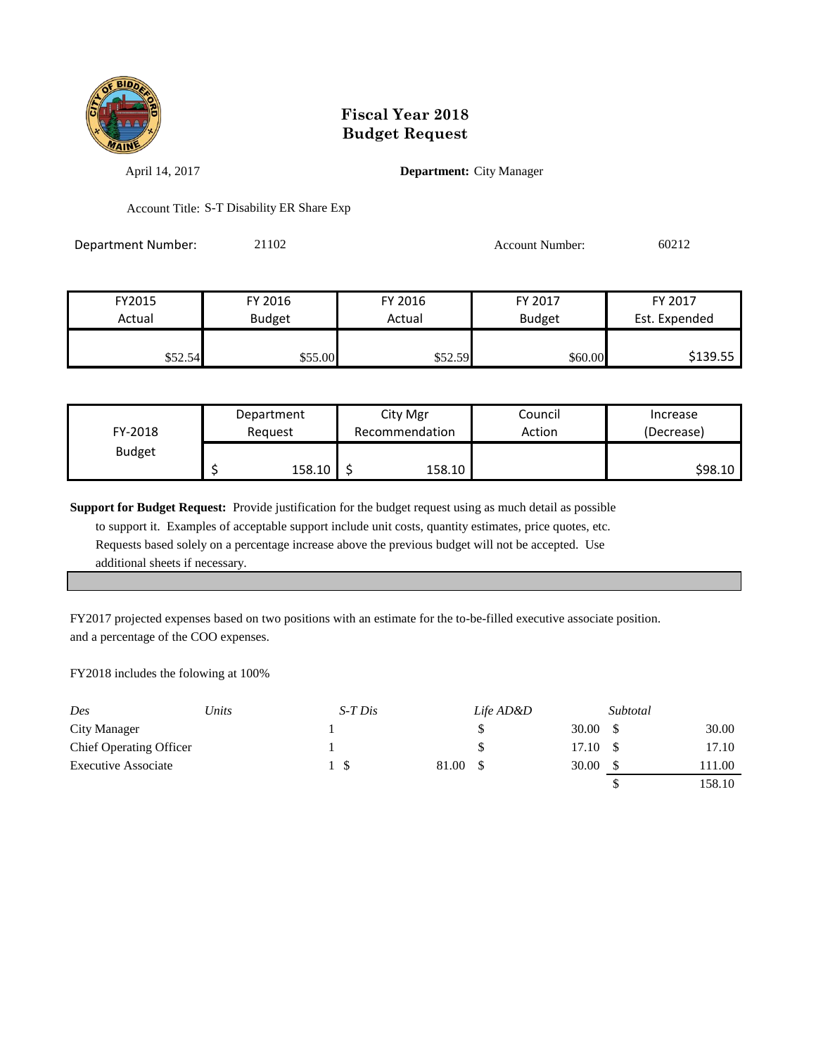# Fiscal Year 2018
# Budget Request

April 14, 2017

**Department:** City Manager

Account Title: S-T Disability ER Share Exp

Department Number: 21102

Account Number: 60212

| FY2015 Actual | FY 2016 Budget | FY 2016 Actual | FY 2017 Budget | FY 2017 Est. Expended |
|---|---|---|---|---|
| $52.54 | $55.00 | $52.59 | $60.00 | $139.55 |

| FY-2018 Budget | Department Request | City Mgr Recommendation | Council Action | Increase (Decrease) |
|---|---|---|---|---|
| | $ 158.10 | $ 158.10 | | $98.10 |

**Support for Budget Request:** Provide justification for the budget request using as much detail as possible to support it. Examples of acceptable support include unit costs, quantity estimates, price quotes, etc. Requests based solely on a percentage increase above the previous budget will not be accepted. Use additional sheets if necessary.

FY2017 projected expenses based on two positions with an estimate for the to-be-filled executive associate position. and a percentage of the COO expenses.

FY2018 includes the folowing at 100%

| *Des* | *Units* | *S-T Dis* | *Life AD&D* | *Subtotal* |
|---|---|---|---|---|
| City Manager | 1 | | $ 30.00 | $ 30.00 |
| Chief Operating Officer | 1 | | $ 17.10 | $ 17.10 |
| Executive Associate | 1 | $ 81.00 | $ 30.00 | $ 111.00 |
| | | | | $ 158.10 |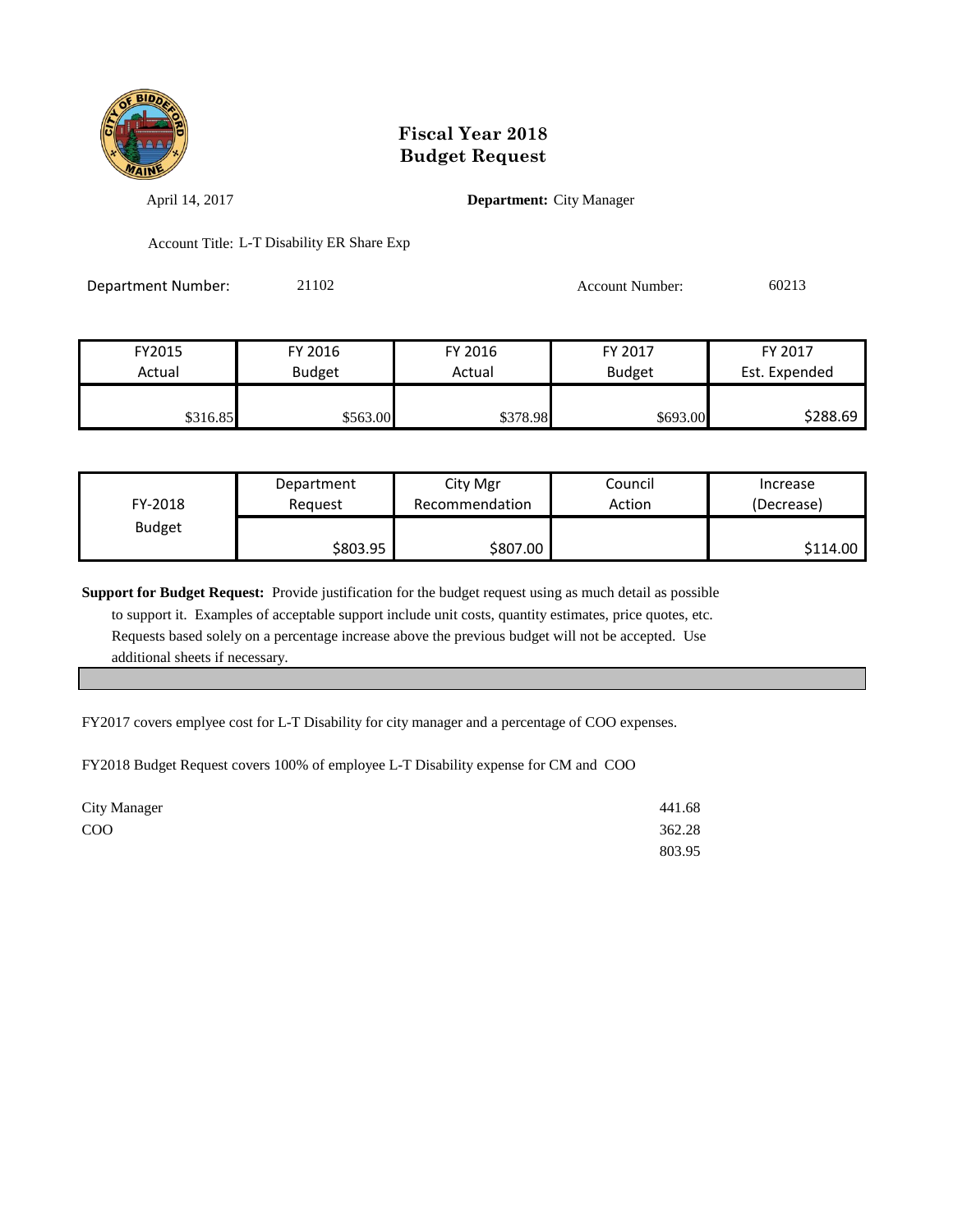# Fiscal Year 2018
# Budget Request

April 14, 2017 **Department:** City Manager

Account Title: L-T Disability ER Share Exp

Department Number: 21102 Account Number: 60213

| FY2015 Actual | FY 2016 Budget | FY 2016 Actual | FY 2017 Budget | FY 2017 Est. Expended |
|---|---|---|---|---|
| $316.85 | $563.00 | $378.98 | $693.00 | $288.69 |

| FY-2018 Budget | Department Request | City Mgr Recommendation | Council Action | Increase (Decrease) |
|---|---|---|---|---|
| | $803.95 | $807.00 | | $114.00 |

**Support for Budget Request:** Provide justification for the budget request using as much detail as possible to support it. Examples of acceptable support include unit costs, quantity estimates, price quotes, etc. Requests based solely on a percentage increase above the previous budget will not be accepted. Use additional sheets if necessary.

FY2017 covers emplyee cost for L-T Disability for city manager and a percentage of COO expenses.

FY2018 Budget Request covers 100% of employee L-T Disability expense for CM and COO

| | |
|---|---|
| City Manager | 441.68 |
| COO | 362.28 |
| | 803.95 |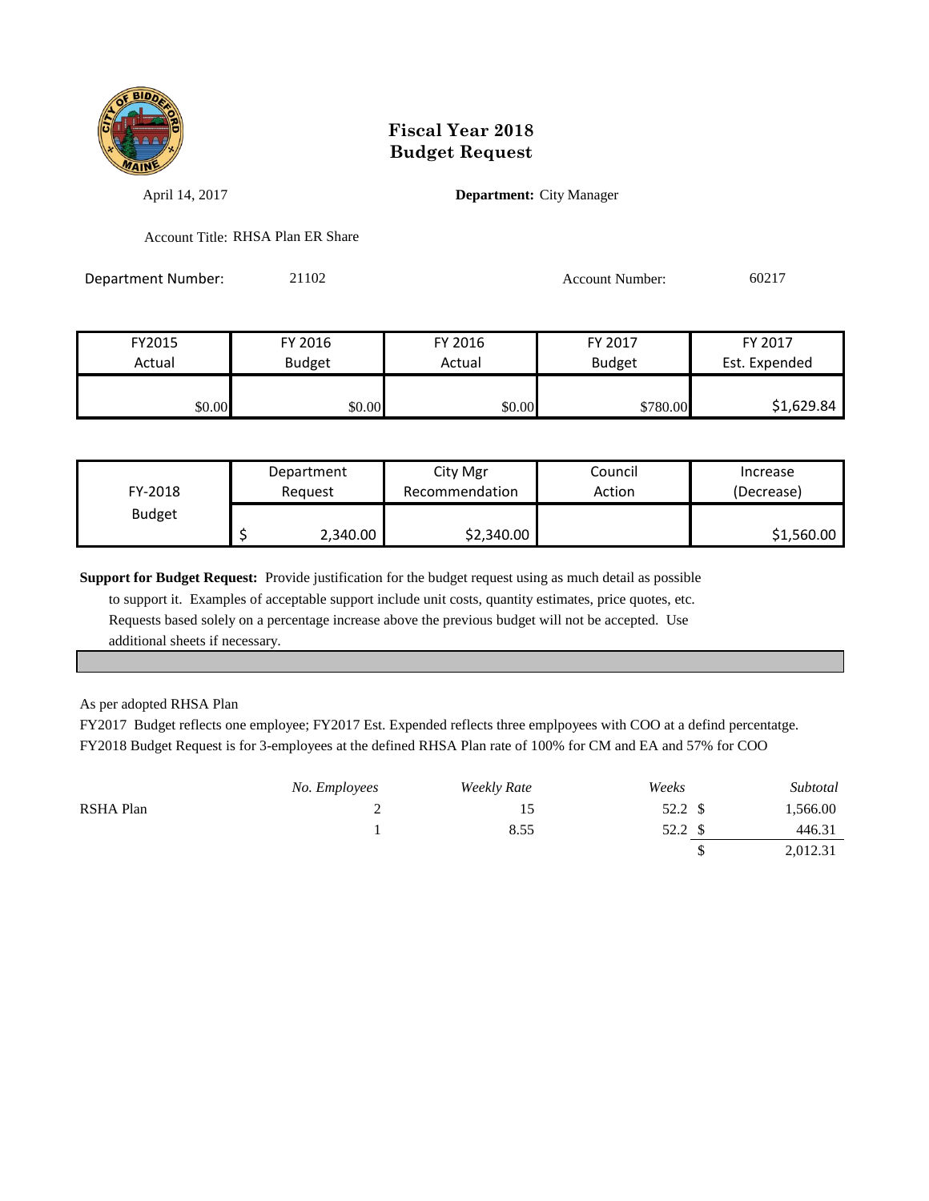# Fiscal Year 2018
# Budget Request

April 14, 2017

**Department:** City Manager

Account Title: RHSA Plan ER Share

Department Number: 21102

Account Number: 60217

| FY2015 Actual | FY 2016 Budget | FY 2016 Actual | FY 2017 Budget | FY 2017 Est. Expended |
|---|---|---|---|---|
| $0.00 | $0.00 | $0.00 | $780.00 | $1,629.84 |

| FY-2018 Budget | Department Request | City Mgr Recommendation | Council Action | Increase (Decrease) |
|---|---|---|---|---|
| | $ 2,340.00 | $2,340.00 | | $1,560.00 |

**Support for Budget Request:** Provide justification for the budget request using as much detail as possible to support it. Examples of acceptable support include unit costs, quantity estimates, price quotes, etc. Requests based solely on a percentage increase above the previous budget will not be accepted. Use additional sheets if necessary.

As per adopted RHSA Plan

FY2017 Budget reflects one employee; FY2017 Est. Expended reflects three emlpoyees with COO at a defind percentatge.

FY2018 Budget Request is for 3-employees at the defined RHSA Plan rate of 100% for CM and EA and 57% for COO

| | *No. Employees* | *Weekly Rate* | *Weeks* | *Subtotal* |
|---|---|---|---|---|
| RSHA Plan | 2 | 15 | 52.2 | $ 1,566.00 |
| | 1 | 8.55 | 52.2 | $ 446.31 |
| | | | | $ 2,012.31 |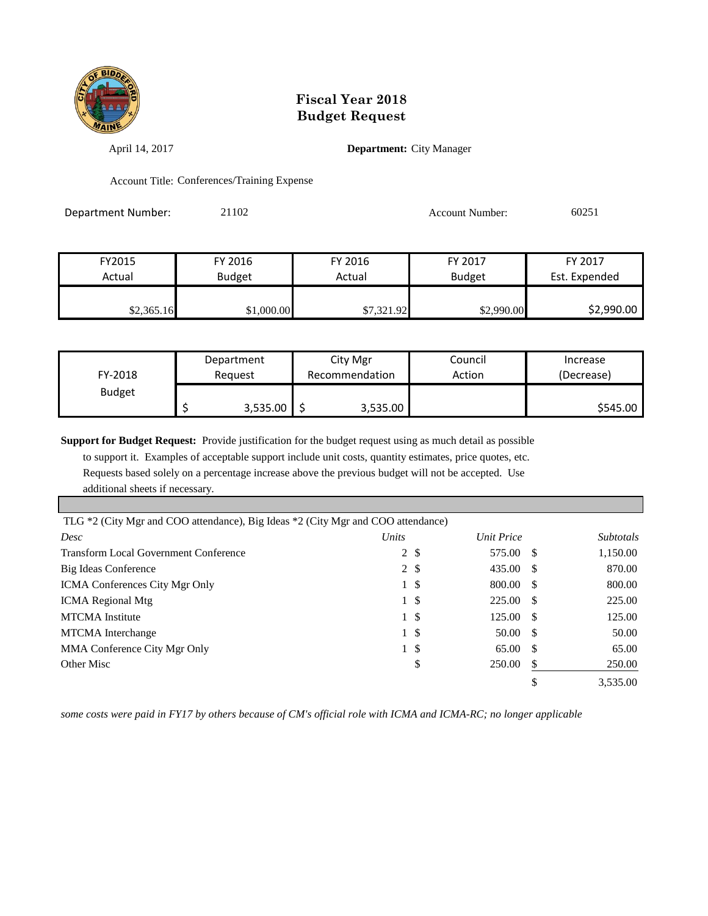# Fiscal Year 2018
# Budget Request

April 14, 2017 **Department:** City Manager

Account Title: Conferences/Training Expense

Department Number: 21102 Account Number: 60251

| FY2015 Actual | FY 2016 Budget | FY 2016 Actual | FY 2017 Budget | FY 2017 Est. Expended |
|---|---|---|---|---|
| $2,365.16 | $1,000.00 | $7,321.92 | $2,990.00 | $2,990.00 |

| FY-2018 Budget | Department Request | City Mgr Recommendation | Council Action | Increase (Decrease) |
|---|---|---|---|---|
| | $ 3,535.00 | $ 3,535.00 | | $545.00 |

**Support for Budget Request:** Provide justification for the budget request using as much detail as possible to support it. Examples of acceptable support include unit costs, quantity estimates, price quotes, etc. Requests based solely on a percentage increase above the previous budget will not be accepted. Use additional sheets if necessary.

TLG *2 (City Mgr and COO attendance), Big Ideas *2 (City Mgr and COO attendance)

| *Desc* | *Units* | *Unit Price* | *Subtotals* |
|---|---|---|---|
| Transform Local Government Conference | 2 | $ 575.00 | $ 1,150.00 |
| Big Ideas Conference | 2 | $ 435.00 | $ 870.00 |
| ICMA Conferences City Mgr Only | 1 | $ 800.00 | $ 800.00 |
| ICMA Regional Mtg | 1 | $ 225.00 | $ 225.00 |
| MTCMA Institute | 1 | $ 125.00 | $ 125.00 |
| MTCMA Interchange | 1 | $ 50.00 | $ 50.00 |
| MMA Conference City Mgr Only | 1 | $ 65.00 | $ 65.00 |
| Other Misc | | $ 250.00 | $ 250.00 |
| | | | $ 3,535.00 |

*some costs were paid in FY17 by others because of CM's official role with ICMA and ICMA-RC; no longer applicable*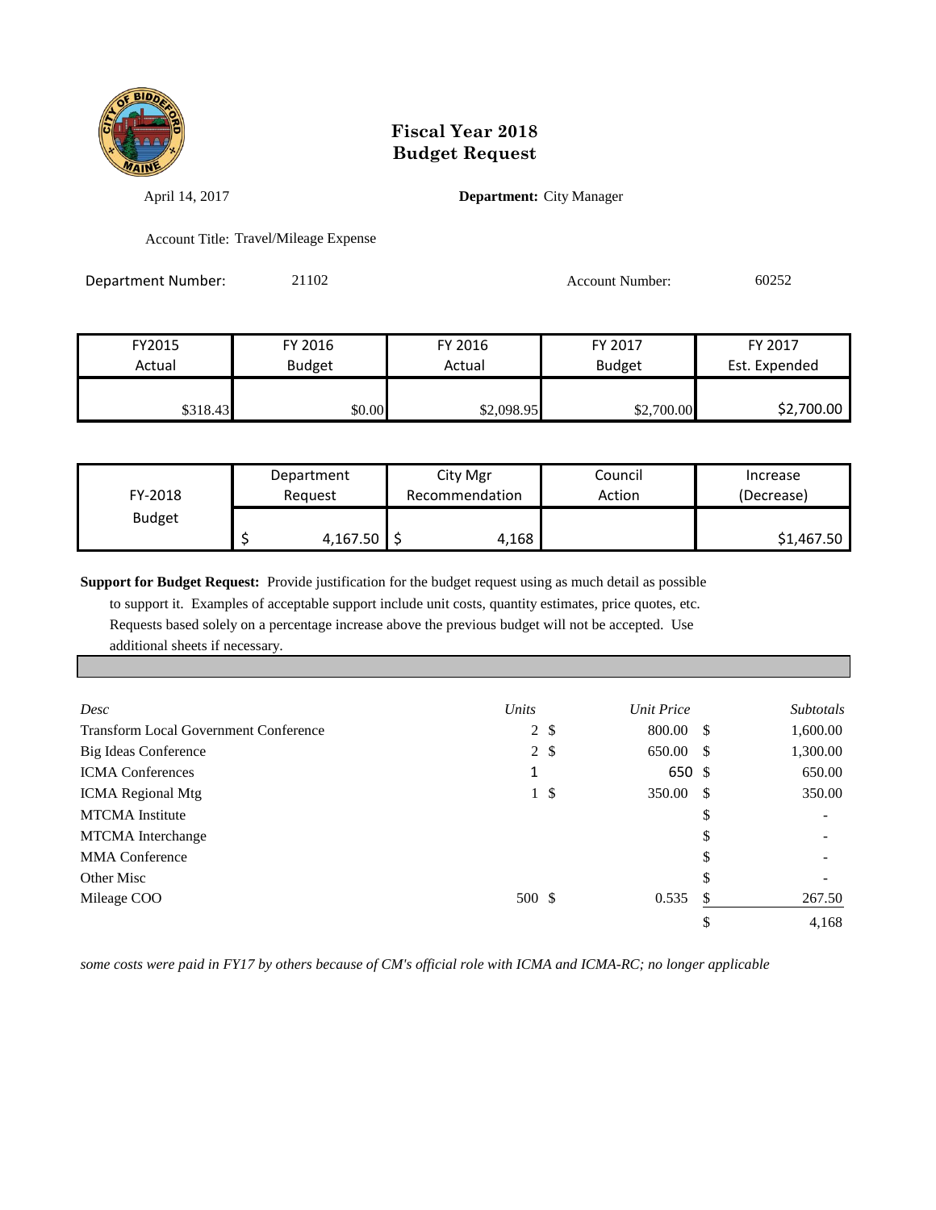# Fiscal Year 2018
# Budget Request

April 14, 2017

**Department:** City Manager

Account Title: Travel/Mileage Expense

Department Number: 21102

Account Number: 60252

| FY2015 Actual | FY 2016 Budget | FY 2016 Actual | FY 2017 Budget | FY 2017 Est. Expended |
|---|---|---|---|---|
| $318.43 | $0.00 | $2,098.95 | $2,700.00 | $2,700.00 |

| FY-2018 Budget | Department Request | City Mgr Recommendation | Council Action | Increase (Decrease) |
|---|---|---|---|---|
| | $ 4,167.50 | $ 4,168 | | $1,467.50 |

**Support for Budget Request:** Provide justification for the budget request using as much detail as possible to support it. Examples of acceptable support include unit costs, quantity estimates, price quotes, etc. Requests based solely on a percentage increase above the previous budget will not be accepted. Use additional sheets if necessary.

| *Desc* | *Units* | *Unit Price* | *Subtotals* |
|---|---|---|---|
| Transform Local Government Conference | 2 | $ 800.00 | $ 1,600.00 |
| Big Ideas Conference | 2 | $ 650.00 | $ 1,300.00 |
| ICMA Conferences | 1 | 650 | $ 650.00 |
| ICMA Regional Mtg | 1 | $ 350.00 | $ 350.00 |
| MTCMA Institute | | | $ - |
| MTCMA Interchange | | | $ - |
| MMA Conference | | | $ - |
| Other Misc | | | $ - |
| Mileage COO | 500 | $ 0.535 | $ 267.50 |
| | | | $ 4,168 |

*some costs were paid in FY17 by others because of CM's official role with ICMA and ICMA-RC; no longer applicable*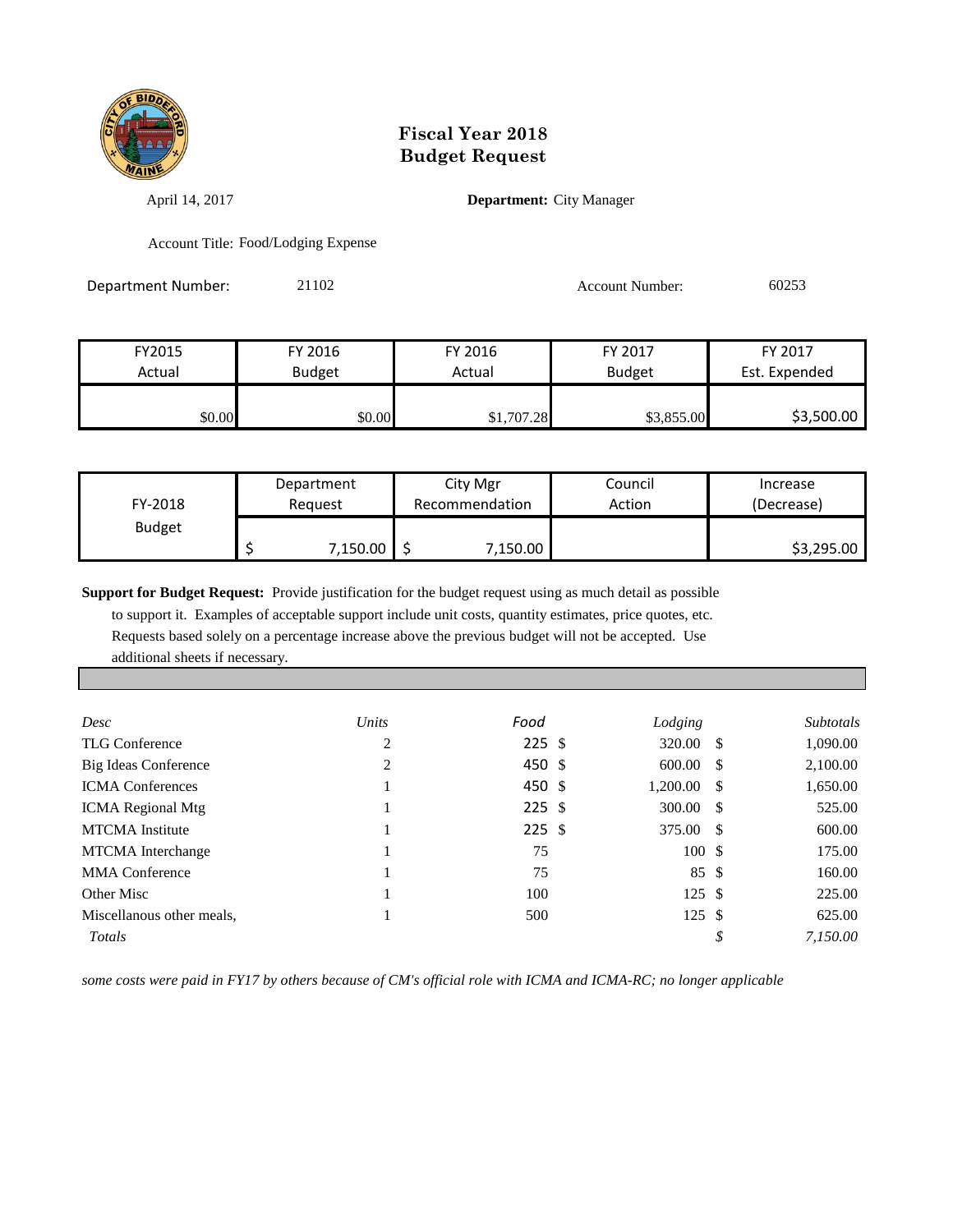# Fiscal Year 2018
# Budget Request

April 14, 2017

**Department:** City Manager

Account Title: Food/Lodging Expense

Department Number: 21102

Account Number: 60253

| FY2015 Actual | FY 2016 Budget | FY 2016 Actual | FY 2017 Budget | FY 2017 Est. Expended |
|---|---|---|---|---|
| $0.00 | $0.00 | $1,707.28 | $3,855.00 | $3,500.00 |

| FY-2018 Budget | Department Request | City Mgr Recommendation | Council Action | Increase (Decrease) |
|---|---|---|---|---|
| | $ 7,150.00 | $ 7,150.00 | | $3,295.00 |

**Support for Budget Request:** Provide justification for the budget request using as much detail as possible to support it. Examples of acceptable support include unit costs, quantity estimates, price quotes, etc. Requests based solely on a percentage increase above the previous budget will not be accepted. Use additional sheets if necessary.

| *Desc* | *Units* | *Food* | *Lodging* | *Subtotals* |
|---|---|---|---|---|
| TLG Conference | 2 | 225 | $ 320.00 | $ 1,090.00 |
| Big Ideas Conference | 2 | 450 | $ 600.00 | $ 2,100.00 |
| ICMA Conferences | 1 | 450 | $ 1,200.00 | $ 1,650.00 |
| ICMA Regional Mtg | 1 | 225 | $ 300.00 | $ 525.00 |
| MTCMA Institute | 1 | 225 | $ 375.00 | $ 600.00 |
| MTCMA Interchange | 1 | 75 | 100 | $ 175.00 |
| MMA Conference | 1 | 75 | 85 | $ 160.00 |
| Other Misc | 1 | 100 | 125 | $ 225.00 |
| Miscellanous other meals, | 1 | 500 | 125 | $ 625.00 |
| *Totals* | | | | *$ 7,150.00* |

*some costs were paid in FY17 by others because of CM's official role with ICMA and ICMA-RC; no longer applicable*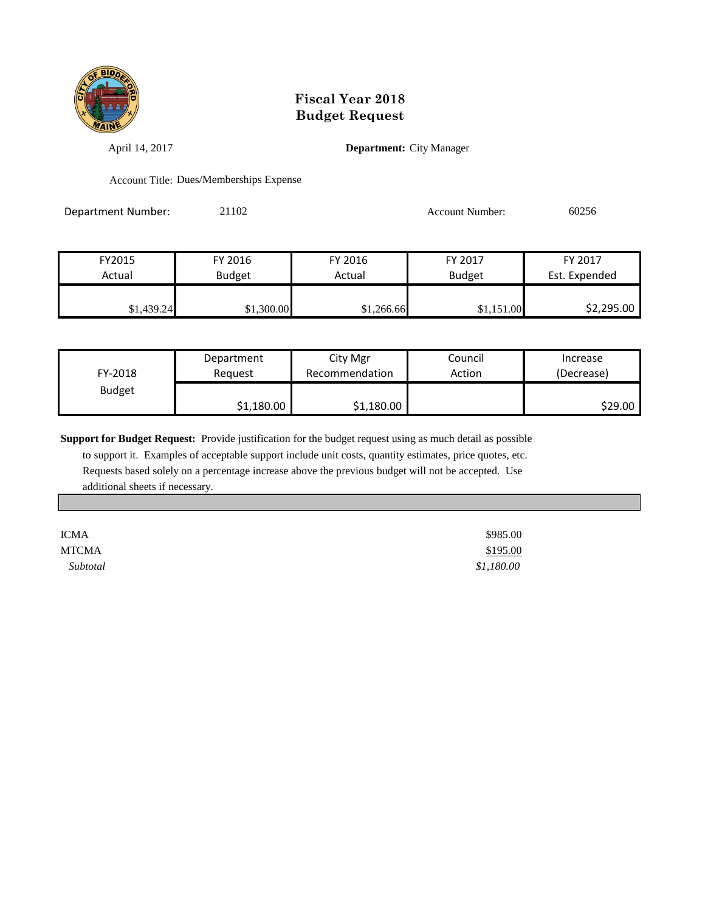# Fiscal Year 2018
# Budget Request

April 14, 2017 **Department:** City Manager

Account Title: Dues/Memberships Expense

Department Number: 21102 Account Number: 60256

| FY2015 Actual | FY 2016 Budget | FY 2016 Actual | FY 2017 Budget | FY 2017 Est. Expended |
|---|---|---|---|---|
| $1,439.24 | $1,300.00 | $1,266.66 | $1,151.00 | $2,295.00 |

| FY-2018 Budget | Department Request | City Mgr Recommendation | Council Action | Increase (Decrease) |
|---|---|---|---|---|
| | $1,180.00 | $1,180.00 | | $29.00 |

**Support for Budget Request:** Provide justification for the budget request using as much detail as possible to support it. Examples of acceptable support include unit costs, quantity estimates, price quotes, etc. Requests based solely on a percentage increase above the previous budget will not be accepted. Use additional sheets if necessary.

| | |
|---|---|
| ICMA | $985.00 |
| MTCMA | $195.00 |
| *Subtotal* | *$1,180.00* |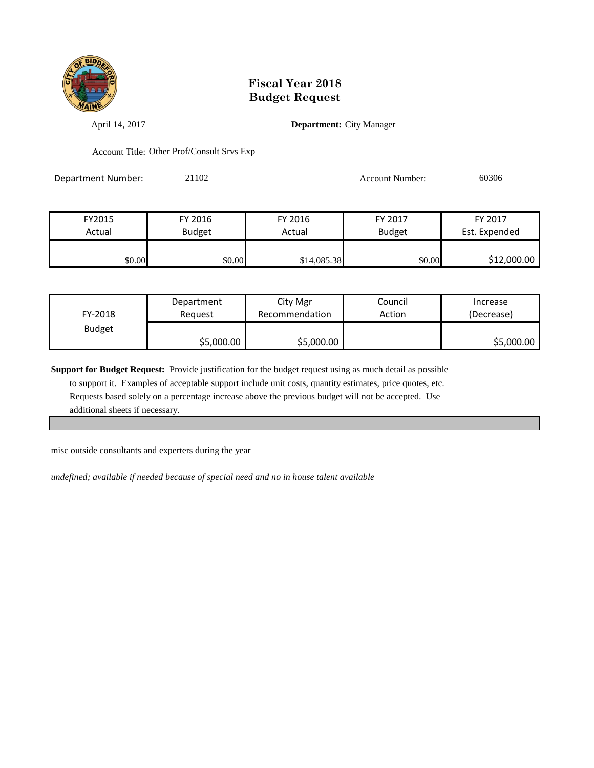# Fiscal Year 2018
# Budget Request

April 14, 2017

**Department:** City Manager

Account Title: Other Prof/Consult Srvs Exp

Department Number: 21102

Account Number: 60306

| FY2015 Actual | FY 2016 Budget | FY 2016 Actual | FY 2017 Budget | FY 2017 Est. Expended |
|---|---|---|---|---|
| $0.00 | $0.00 | $14,085.38 | $0.00 | $12,000.00 |

| FY-2018 Budget | Department Request | City Mgr Recommendation | Council Action | Increase (Decrease) |
|---|---|---|---|---|
| | $5,000.00 | $5,000.00 | | $5,000.00 |

**Support for Budget Request:** Provide justification for the budget request using as much detail as possible to support it. Examples of acceptable support include unit costs, quantity estimates, price quotes, etc. Requests based solely on a percentage increase above the previous budget will not be accepted. Use additional sheets if necessary.

misc outside consultants and experters during the year

*undefined; available if needed because of special need and no in house talent available*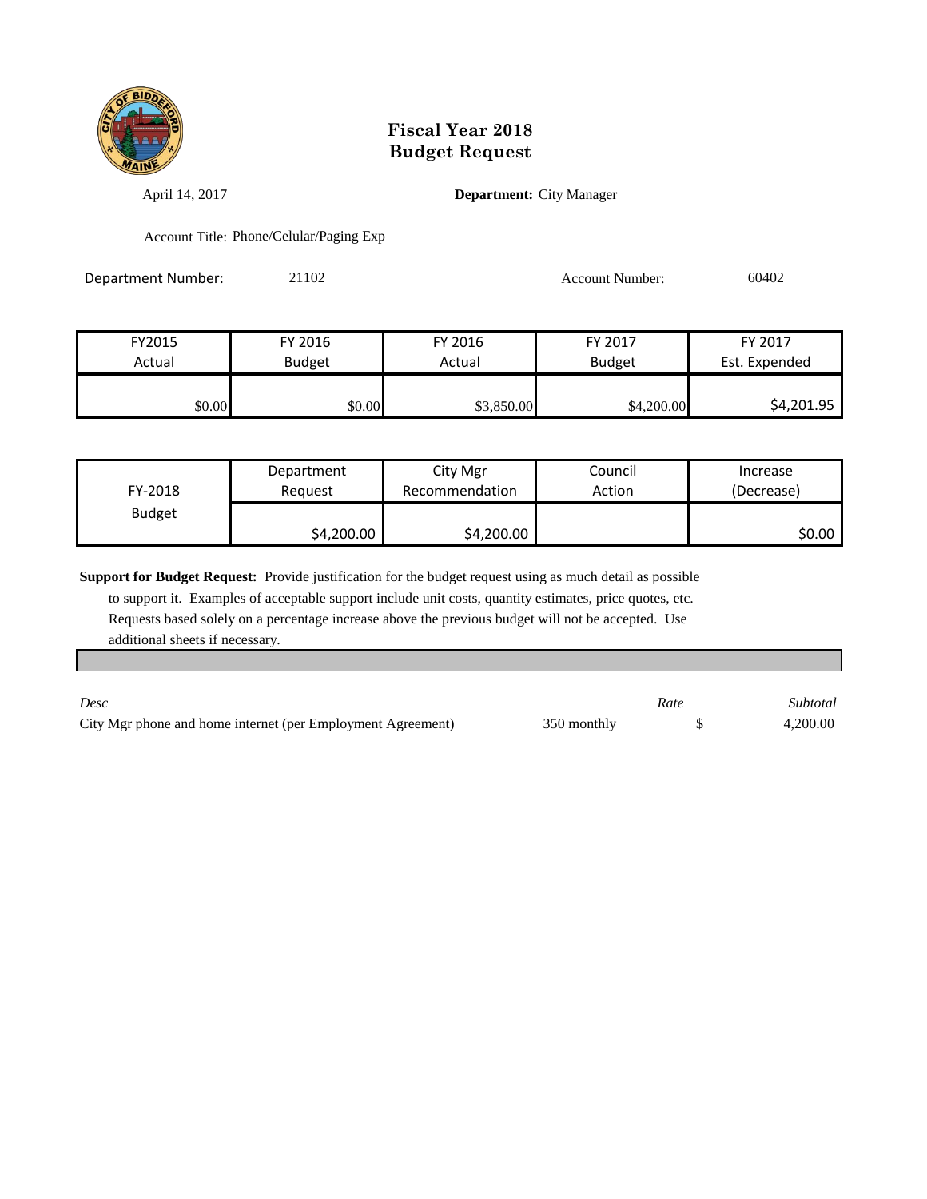# Fiscal Year 2018
# Budget Request

April 14, 2017 **Department:** City Manager

Account Title: Phone/Celular/Paging Exp

Department Number: 21102 Account Number: 60402

| FY2015 Actual | FY 2016 Budget | FY 2016 Actual | FY 2017 Budget | FY 2017 Est. Expended |
|---|---|---|---|---|
| $0.00 | $0.00 | $3,850.00 | $4,200.00 | $4,201.95 |

| FY-2018 Budget | Department Request | City Mgr Recommendation | Council Action | Increase (Decrease) |
|---|---|---|---|---|
| | $4,200.00 | $4,200.00 | | $0.00 |

**Support for Budget Request:** Provide justification for the budget request using as much detail as possible to support it. Examples of acceptable support include unit costs, quantity estimates, price quotes, etc. Requests based solely on a percentage increase above the previous budget will not be accepted. Use additional sheets if necessary.

| *Desc* | | *Rate* | *Subtotal* |
|---|---|---|---|
| City Mgr phone and home internet (per Employment Agreement) | 350 monthly | $ | 4,200.00 |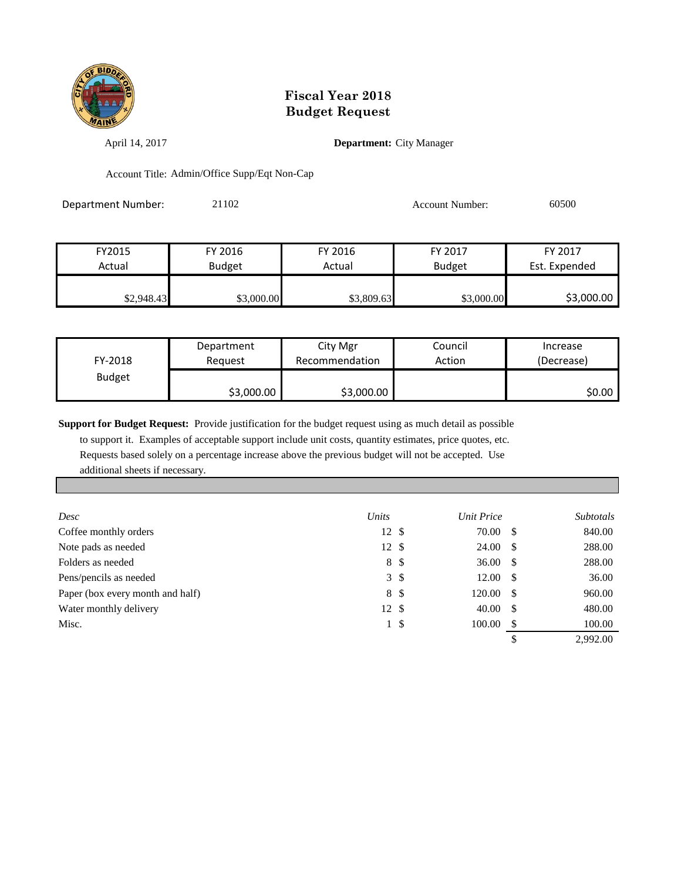# Fiscal Year 2018
# Budget Request

April 14, 2017

**Department:** City Manager

Account Title: Admin/Office Supp/Eqt Non-Cap

Department Number: 21102

Account Number: 60500

| FY2015 Actual | FY 2016 Budget | FY 2016 Actual | FY 2017 Budget | FY 2017 Est. Expended |
|---|---|---|---|---|
| $2,948.43 | $3,000.00 | $3,809.63 | $3,000.00 | $3,000.00 |

| FY-2018 Budget | Department Request | City Mgr Recommendation | Council Action | Increase (Decrease) |
|---|---|---|---|---|
| | $3,000.00 | $3,000.00 | | $0.00 |

**Support for Budget Request:** Provide justification for the budget request using as much detail as possible to support it. Examples of acceptable support include unit costs, quantity estimates, price quotes, etc. Requests based solely on a percentage increase above the previous budget will not be accepted. Use additional sheets if necessary.

| *Desc* | *Units* | *Unit Price* | *Subtotals* |
|---|---|---|---|
| Coffee monthly orders | 12 | $ 70.00 | $ 840.00 |
| Note pads as needed | 12 | $ 24.00 | $ 288.00 |
| Folders as needed | 8 | $ 36.00 | $ 288.00 |
| Pens/pencils as needed | 3 | $ 12.00 | $ 36.00 |
| Paper (box every month and half) | 8 | $ 120.00 | $ 960.00 |
| Water monthly delivery | 12 | $ 40.00 | $ 480.00 |
| Misc. | 1 | $ 100.00 | $ 100.00 |
| | | | $ 2,992.00 |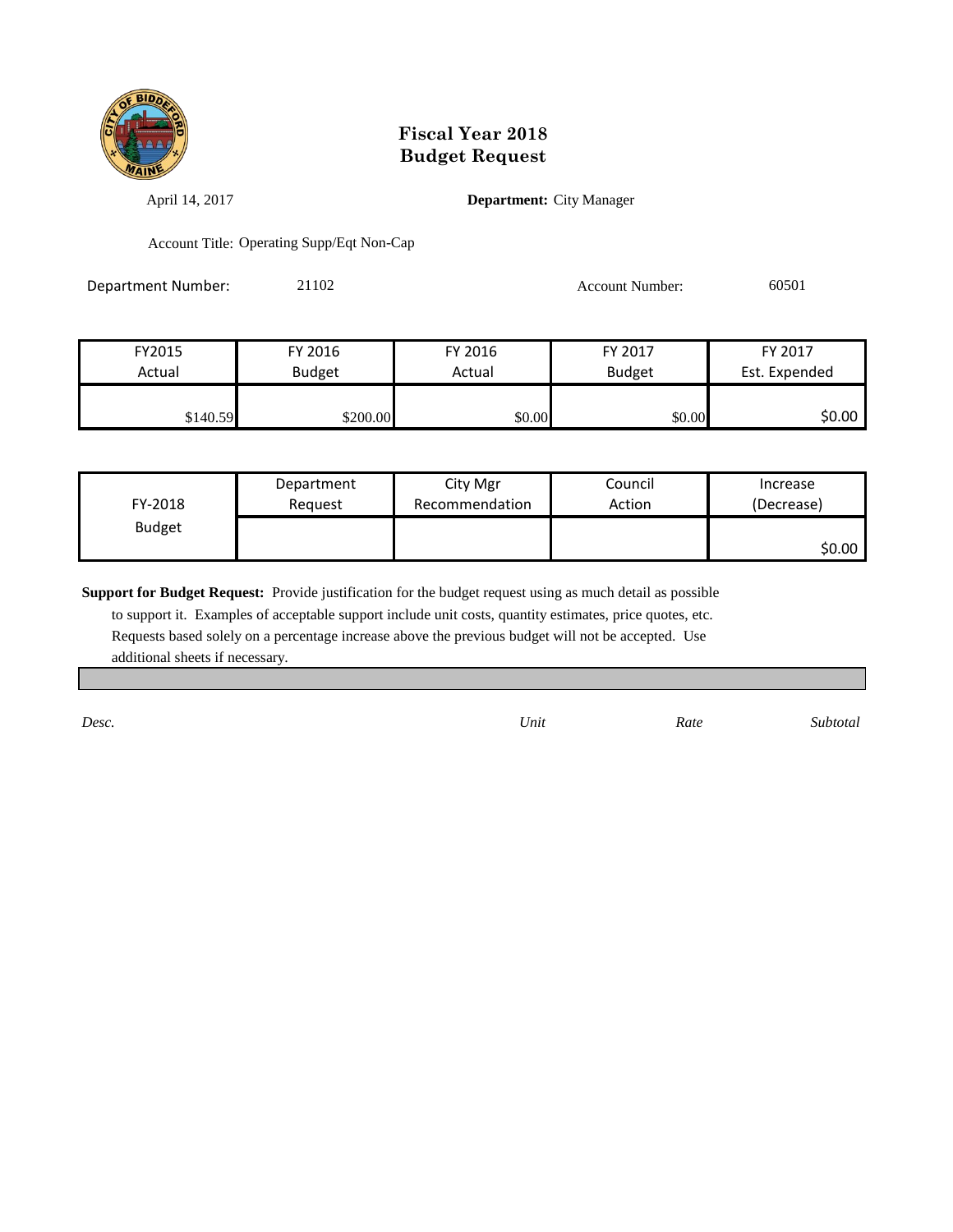# Fiscal Year 2018
# Budget Request

April 14, 2017

**Department:** City Manager

Account Title: Operating Supp/Eqt Non-Cap

Department Number: 21102

Account Number: 60501

| FY2015 Actual | FY 2016 Budget | FY 2016 Actual | FY 2017 Budget | FY 2017 Est. Expended |
|---|---|---|---|---|
| $140.59 | $200.00 | $0.00 | $0.00 | $0.00 |

| FY-2018 Budget | Department Request | City Mgr Recommendation | Council Action | Increase (Decrease) |
|---|---|---|---|---|
| | | | | $0.00 |

**Support for Budget Request:** Provide justification for the budget request using as much detail as possible to support it. Examples of acceptable support include unit costs, quantity estimates, price quotes, etc. Requests based solely on a percentage increase above the previous budget will not be accepted. Use additional sheets if necessary.

| *Desc.* | *Unit* | *Rate* | *Subtotal* |
|---|---|---|---|